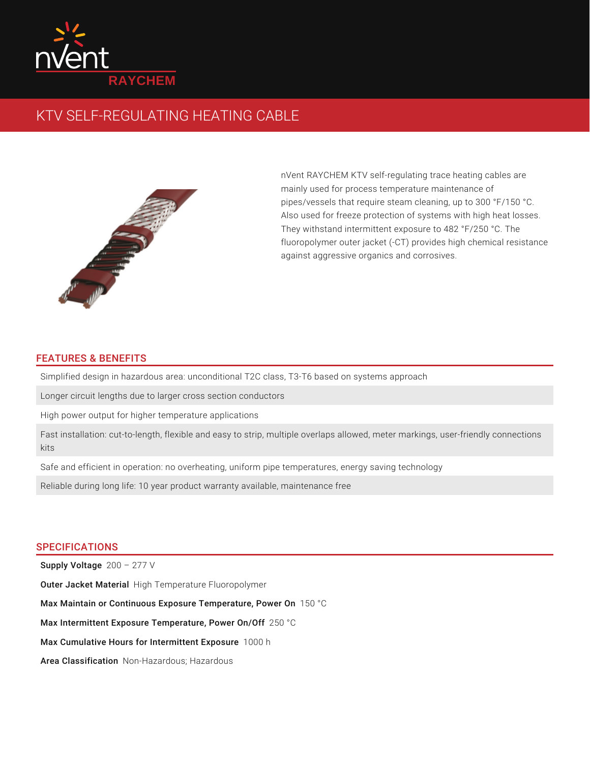nVent RAYCHEM

# KTV SELF-REGULATING HEATING CABLE

nVent RAYCHEM KTV self-regulating trace heating cables are mainly used for process temperature maintenance of pipes/vessels that require steam cleaning, up to 300 °F/150 °C. Also used for freeze protection of systems with high heat losses. They withstand intermittent exposure to 482 °F/250 °C. The fluoropolymer outer jacket (-CT) provides high chemical resistance against aggressive organics and corrosives.

## FEATURES & BENEFITS

- Simplified design in hazardous area: unconditional T2C class, T3-T6 based on systems approach
- Longer circuit lengths due to larger cross section conductors
- High power output for higher temperature applications
- Fast installation: cut-to-length, flexible and easy to strip, multiple overlaps allowed, meter markings, user-friendly connections kits
- Safe and efficient in operation: no overheating, uniform pipe temperatures, energy saving technology
- Reliable during long life: 10 year product warranty available, maintenance free

## SPECIFICATIONS

**Supply Voltage** 200 – 277 V

**Outer Jacket Material** High Temperature Fluoropolymer

**Max Maintain or Continuous Exposure Temperature, Power On** 150 °C

**Max Intermittent Exposure Temperature, Power On/Off** 250 °C

**Max Cumulative Hours for Intermittent Exposure** 1000 h

**Area Classification** Non-Hazardous; Hazardous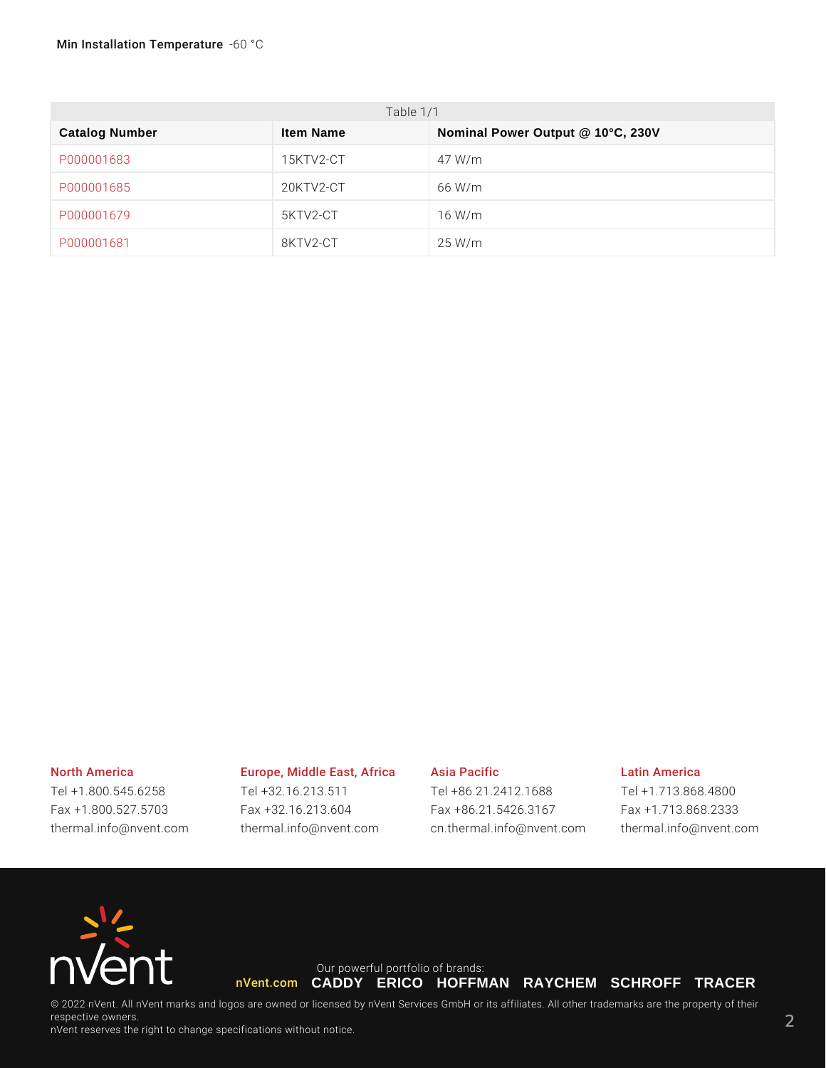**Min Installation Temperature** -60 °C

Table 1/1

| Catalog Number | Item Name | Nominal Power Output @ 10°C, 230V |
|---|---|---|
| P000001683 | 15KTV2-CT | 47 W/m |
| P000001685 | 20KTV2-CT | 66 W/m |
| P000001679 | 5KTV2-CT | 16 W/m |
| P000001681 | 8KTV2-CT | 25 W/m |

**North America**
Tel +1.800.545.6258
Fax +1.800.527.5703
thermal.info@nvent.com

**Europe, Middle East, Africa**
Tel +32.16.213.511
Fax +32.16.213.604
thermal.info@nvent.com

**Asia Pacific**
Tel +86.21.2412.1688
Fax +86.21.5426.3167
cn.thermal.info@nvent.com

**Latin America**
Tel +1.713.868.4800
Fax +1.713.868.2333
thermal.info@nvent.com

nVent

Our powerful portfolio of brands:
**nVent.com** **CADDY** **ERICO** **HOFFMAN** **RAYCHEM** **SCHROFF** **TRACER**

© 2022 nVent. All nVent marks and logos are owned or licensed by nVent Services GmbH or its affiliates. All other trademarks are the property of their respective owners.
nVent reserves the right to change specifications without notice.